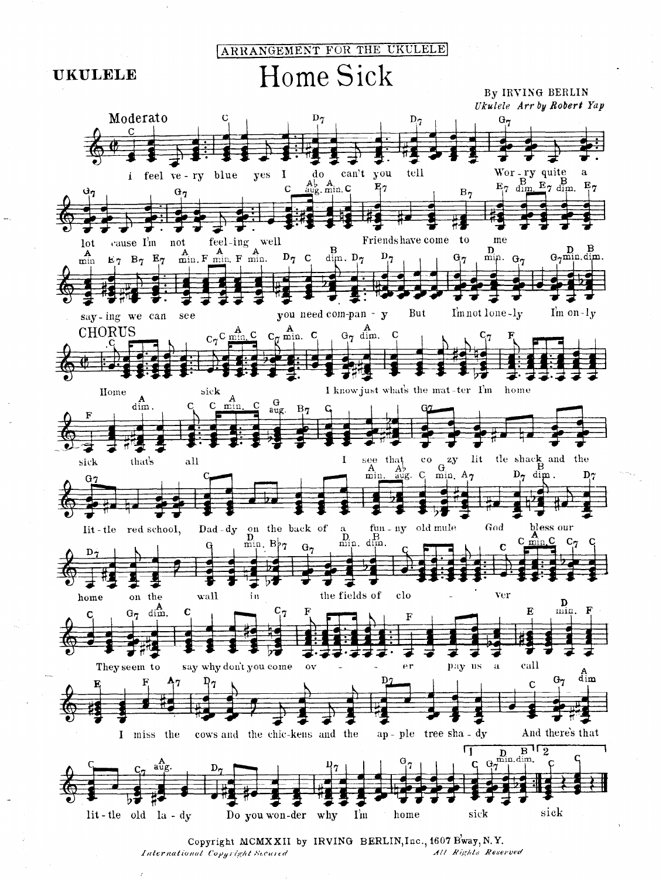[ARRANGEMENT FOR THE UKULELE]

**UKULELE**

# Home Sick

By IRVING BERLIN

*Ukulele Arr by Robert Yap*

Moderato

I feel ve-ry blue yes I do can't you tell Wor-ry quite a lot cause I'm not feel-ing well Friends have come to me say-ing we can see you need com-pan-y But I'm not lone-ly I'm on-ly

CHORUS

Home sick I know just what's the mat-ter I'm home sick that's all I see that co zy lit tle shack and the lit-tle red school, Dad-dy on the back of a fun-ny old mule God bless our home on the wall in the fields of clo ver They seem to say why don't you come ov er pay us a call I miss the cows and the chic-kens and the ap-ple tree sha-dy And there's that lit-tle old la-dy Do you won-der why I'm home sick sick

Copyright MCMXXII by IRVING BERLIN, Inc., 1607 B'way, N.Y.

*International Copyright Secured* *All Rights Reserved*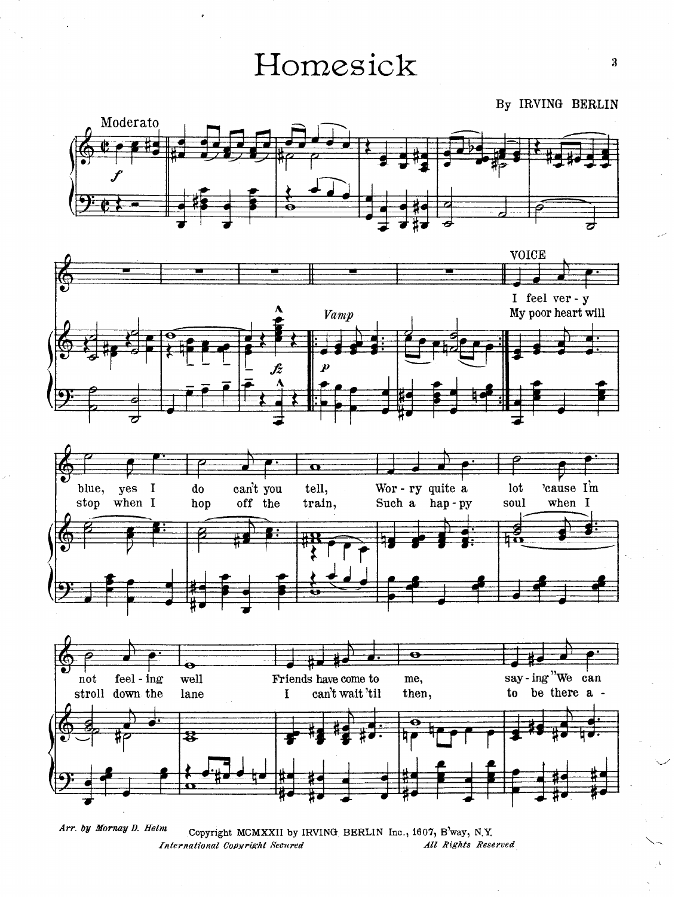# Homesick

By IRVING BERLIN

Moderato

*f*

VOICE

*Vamp*

*p*

*fz*

I feel ver - y blue, yes I do can't you tell, Wor - ry quite a lot 'cause I'm not feel - ing well Friends have come to me, say - ing "We can

My poor heart will stop when I hop off the train, Such a hap - py soul when I stroll down the lane I can't wait 'til then, to be there a -

*Arr. by Mornay D. Helm*

Copyright MCMXXII by IRVING BERLIN Inc., 1607, B'way, N.Y.

*International Copyright Secured* *All Rights Reserved*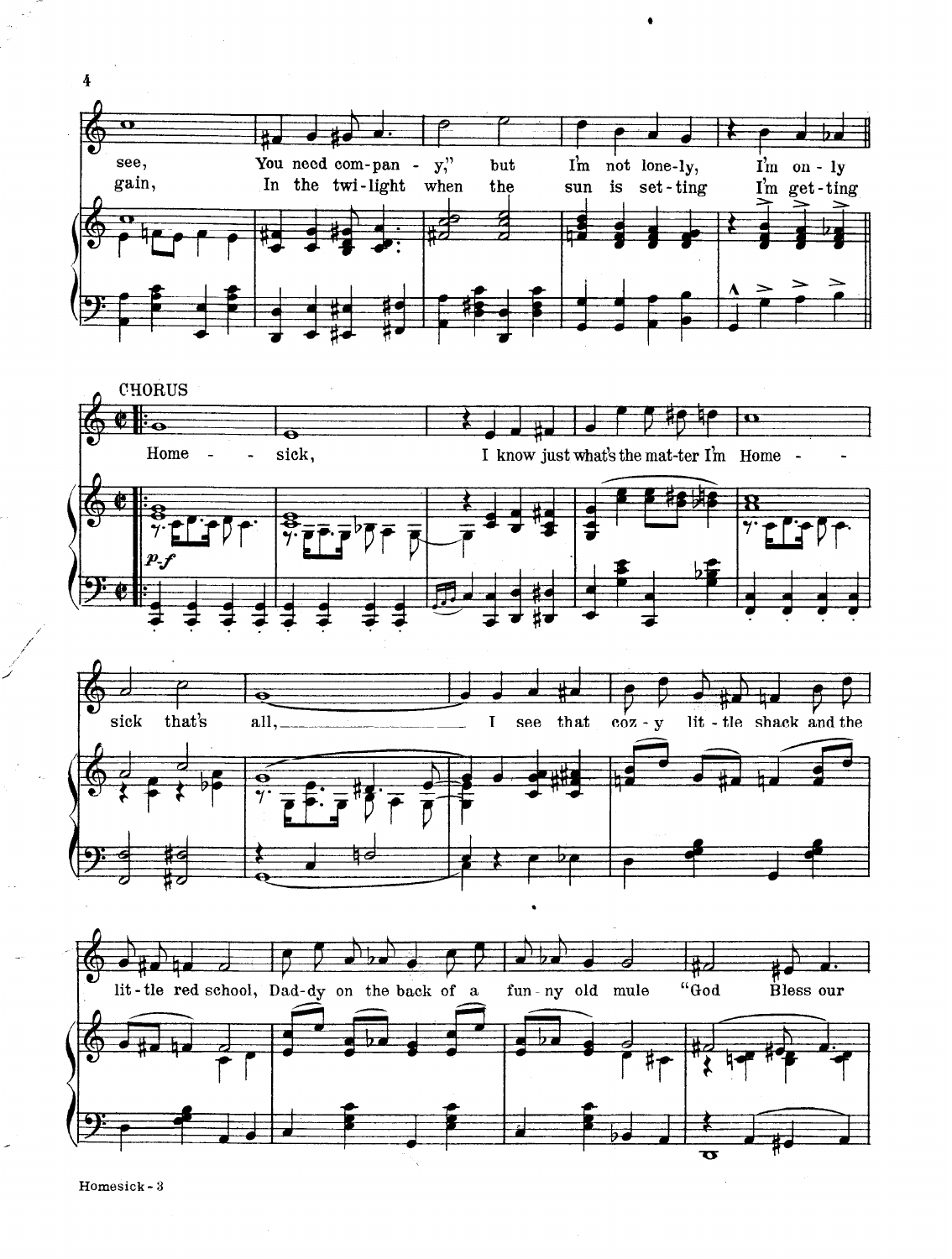see,
You need com-pan - y," but I'm not lone-ly, I'm on - ly

gain,
In the twi-light when the sun is set-ting I'm get-ting

CHORUS

Home - - sick, I know just what's the mat-ter I'm Home - -

*p-f*

sick that's all, I see that coz - y lit - tle shack and the

lit - tle red school, Dad-dy on the back of a fun - ny old mule "God Bless our

Homesick - 3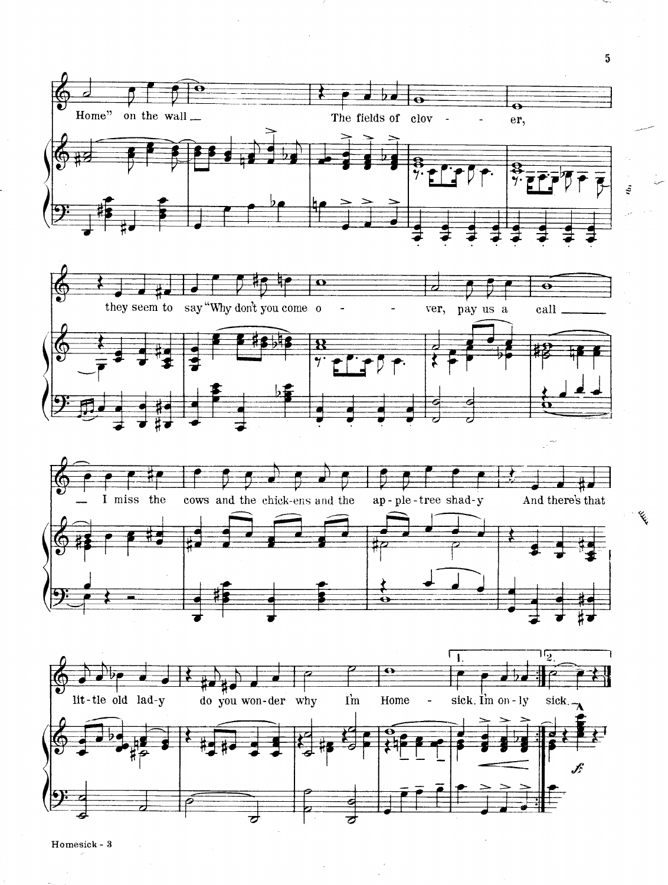Home" on the wall — The fields of clov - - er,

they seem to say "Why don't you come o - - ver, pay us a call ——

— I miss the cows and the chick-ens and the ap-ple-tree shad-y And there's that

lit-tle old lad-y do you won-der why I'm Home - sick. I'm on-ly sick.

1. 2.

*f*